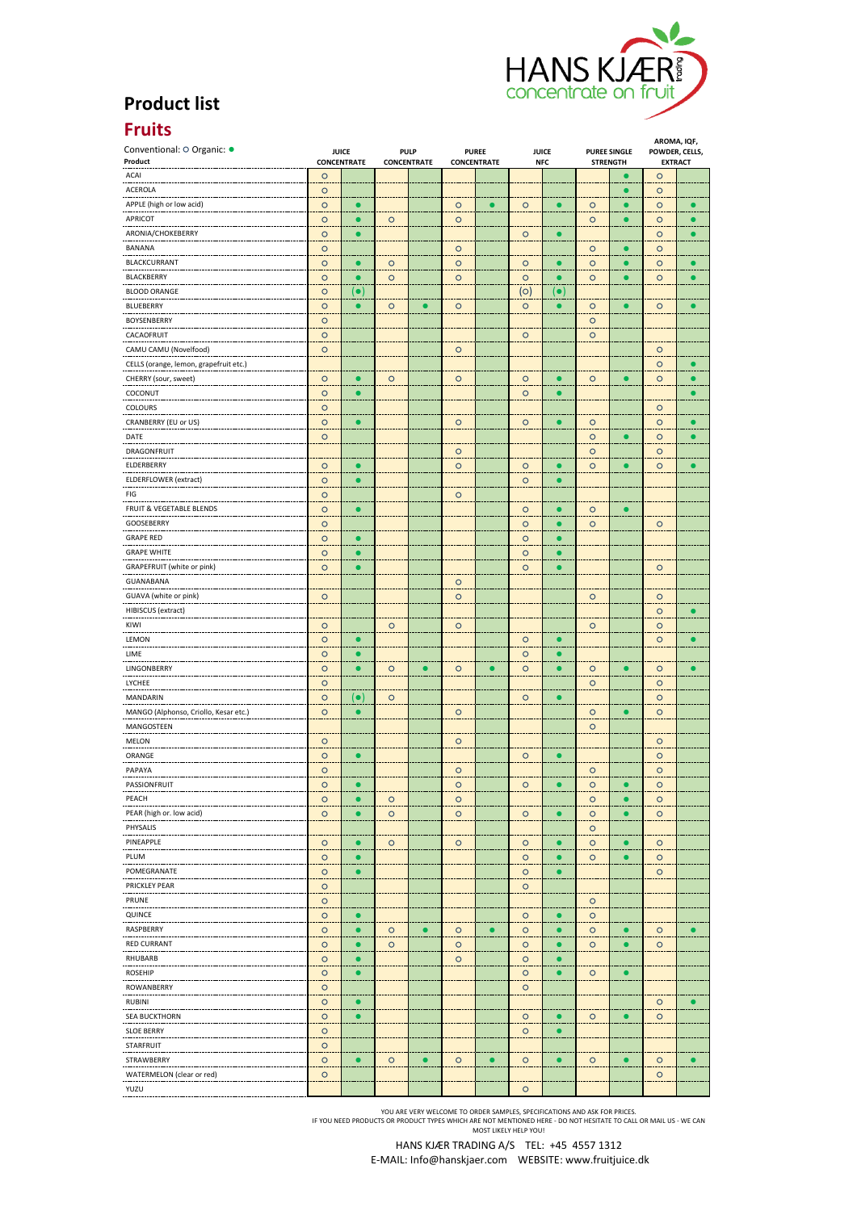# Product list

## Fruits

Conventional: ○ Organic: ●

| Product | JUICE CONCENTRATE | | PULP CONCENTRATE | | PUREE CONCENTRATE | | JUICE NFC | | PUREE SINGLE STRENGTH | | AROMA, IQF, POWDER, CELLS, EXTRACT | |
|---|---|---|---|---|---|---|---|---|---|---|---|---|
| ACAI | ○ | | | | | | | | | ● | ○ | |
| ACEROLA | ○ | | | | | | | | | ● | ○ | |
| APPLE (high or low acid) | ○ | ● | | | ○ | ● | ○ | ● | ○ | ● | ○ | ● |
| APRICOT | ○ | ● | ○ | | ○ | | | | ○ | ● | ○ | ● |
| ARONIA/CHOKEBERRY | ○ | ● | | | | | ○ | ● | | | ○ | ● |
| BANANA | ○ | | | | ○ | | | | ○ | ● | ○ | |
| BLACKCURRANT | ○ | ● | ○ | | ○ | | ○ | ● | ○ | ● | ○ | ● |
| BLACKBERRY | ○ | ● | ○ | | ○ | | ○ | ● | ○ | ● | ○ | ● |
| BLOOD ORANGE | ○ | (●) | | | | | (○) | (●) | | | | |
| BLUEBERRY | ○ | ● | ○ | ● | ○ | | ○ | ● | ○ | ● | ○ | ● |
| BOYSENBERRY | ○ | | | | | | | | ○ | | | |
| CACAOFRUIT | ○ | | | | | | ○ | | ○ | | | |
| CAMU CAMU (Novelfood) | ○ | | | | ○ | | | | | | ○ | |
| CELLS (orange, lemon, grapefruit etc.) | | | | | | | | | | | ○ | ● |
| CHERRY (sour, sweet) | ○ | ● | ○ | | ○ | | ○ | ● | ○ | ● | ○ | ● |
| COCONUT | ○ | ● | | | | | ○ | ● | | | | ● |
| COLOURS | ○ | | | | | | | | | | ○ | |
| CRANBERRY (EU or US) | ○ | ● | | | ○ | | ○ | ● | ○ | | ○ | ● |
| DATE | ○ | | | | | | | | ○ | ● | ○ | ● |
| DRAGONFRUIT | | | | | ○ | | | | ○ | | ○ | |
| ELDERBERRY | ○ | ● | | | ○ | | ○ | ● | ○ | ● | ○ | ● |
| ELDERFLOWER (extract) | ○ | ● | | | | | ○ | ● | | | | |
| FIG | ○ | | | | ○ | | | | | | | |
| FRUIT & VEGETABLE BLENDS | ○ | ● | | | | | ○ | ● | ○ | ● | | |
| GOOSEBERRY | ○ | | | | | | ○ | ● | ○ | | ○ | |
| GRAPE RED | ○ | ● | | | | | ○ | ● | | | | |
| GRAPE WHITE | ○ | ● | | | | | ○ | ● | | | | |
| GRAPEFRUIT (white or pink) | ○ | ● | | | | | ○ | ● | | | ○ | |
| GUANABANA | | | | | ○ | | | | | | | |
| GUAVA (white or pink) | ○ | | | | ○ | | | | ○ | | ○ | |
| HIBISCUS (extract) | | | | | | | | | | | ○ | ● |
| KIWI | ○ | | ○ | | ○ | | | | ○ | | ○ | |
| LEMON | ○ | ● | | | | | ○ | ● | | | ○ | ● |
| LIME | ○ | ● | | | | | ○ | ● | | | | |
| LINGONBERRY | ○ | ● | ○ | ● | ○ | ● | ○ | ● | ○ | ● | ○ | ● |
| LYCHEE | ○ | | | | | | | | ○ | | ○ | |
| MANDARIN | ○ | (●) | ○ | | | | ○ | ● | | | ○ | |
| MANGO (Alphonso, Criollo, Kesar etc.) | ○ | ● | | | ○ | | | | ○ | ● | ○ | |
| MANGOSTEEN | | | | | | | | | ○ | | | |
| MELON | ○ | | | | ○ | | | | | | ○ | |
| ORANGE | ○ | ● | | | | | ○ | ● | | | ○ | |
| PAPAYA | ○ | | | | ○ | | | | ○ | | ○ | |
| PASSIONFRUIT | ○ | ● | | | ○ | | ○ | ● | ○ | ● | ○ | |
| PEACH | ○ | ● | ○ | | ○ | | | | ○ | ● | ○ | |
| PEAR (high or. low acid) | ○ | ● | ○ | | ○ | | ○ | ● | ○ | ● | ○ | |
| PHYSALIS | | | | | | | | | ○ | | | |
| PINEAPPLE | ○ | ● | ○ | | ○ | | ○ | ● | ○ | ● | ○ | |
| PLUM | ○ | ● | | | | | ○ | ● | ○ | ● | ○ | |
| POMEGRANATE | ○ | ● | | | | | ○ | ● | | | ○ | |
| PRICKLEY PEAR | ○ | | | | | | ○ | | | | | |
| PRUNE | ○ | | | | | | | | ○ | | | |
| QUINCE | ○ | ● | | | | | ○ | ● | ○ | | | |
| RASPBERRY | ○ | ● | ○ | ● | ○ | ● | ○ | ● | ○ | ● | ○ | ● |
| RED CURRANT | ○ | ● | ○ | | ○ | | ○ | ● | ○ | ● | ○ | |
| RHUBARB | ○ | ● | | | ○ | | ○ | ● | | | | |
| ROSEHIP | ○ | ● | | | | | ○ | ● | ○ | ● | | |
| ROWANBERRY | ○ | | | | | | ○ | | | | | |
| RUBINI | ○ | ● | | | | | | | | | ○ | ● |
| SEA BUCKTHORN | ○ | ● | | | | | ○ | ● | ○ | ● | ○ | |
| SLOE BERRY | ○ | | | | | | ○ | ● | | | | |
| STARFRUIT | ○ | | | | | | | | | | | |
| STRAWBERRY | ○ | ● | ○ | ● | ○ | ● | ○ | ● | ○ | ● | ○ | ● |
| WATERMELON (clear or red) | ○ | | | | | | | | | | ○ | |
| YUZU | | | | | | | ○ | | | | | |

YOU ARE VERY WELCOME TO ORDER SAMPLES, SPECIFICATIONS AND ASK FOR PRICES.
IF YOU NEED PRODUCTS OR PRODUCT TYPES WHICH ARE NOT MENTIONED HERE - DO NOT HESITATE TO CALL OR MAIL US - WE CAN MOST LIKELY HELP YOU!

HANS KJÆR TRADING A/S TEL: +45 4557 1312
E-MAIL: Info@hanskjaer.com WEBSITE: www.fruitjuice.dk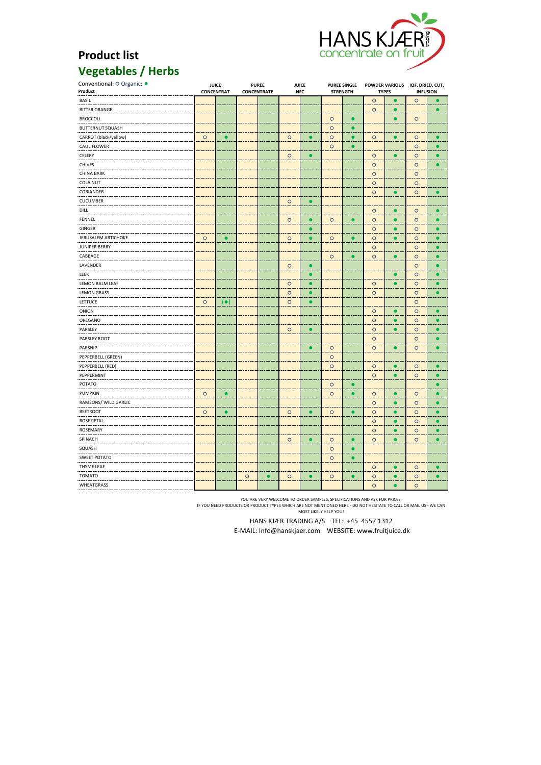# Product list

## Vegetables / Herbs

Conventional: ○ Organic: ●

| Product | JUICE CONCENTRAT | | PUREE CONCENTRATE | | JUICE NFC | | PUREE SINGLE STRENGTH | | POWDER VARIOUS TYPES | | IQF, DRIED, CUT, INFUSION | |
|---|---|---|---|---|---|---|---|---|---|---|---|---|
| BASIL | | | | | | | | | ○ | ● | ○ | ● |
| BITTER ORANGE | | | | | | | | | ○ | ● | | ● |
| BROCCOLI | | | | | | | ○ | ● | | ● | ○ | |
| BUTTERNUT SQUASH | | | | | | | ○ | ● | | | | |
| CARROT (black/yellow) | ○ | ● | | | ○ | ● | ○ | ● | ○ | ● | ○ | ● |
| CAULIFLOWER | | | | | | | ○ | ● | | | ○ | ● |
| CELERY | | | | | ○ | ● | | | ○ | ● | ○ | ● |
| CHIVES | | | | | | | | | ○ | | ○ | ● |
| CHINA BARK | | | | | | | | | ○ | | ○ | |
| COLA NUT | | | | | | | | | ○ | | ○ | |
| CORIANDER | | | | | | | | | ○ | ● | ○ | ● |
| CUCUMBER | | | | | ○ | ● | | | | | | |
| DILL | | | | | | | | | ○ | ● | ○ | ● |
| FENNEL | | | | | ○ | ● | ○ | ● | ○ | ● | ○ | ● |
| GINGER | | | | | | ● | | | ○ | ● | ○ | ● |
| JERUSALEM ARTICHOKE | ○ | ● | | | ○ | ● | ○ | ● | ○ | ● | ○ | ● |
| JUNIPER BERRY | | | | | | | | | ○ | | ○ | ● |
| CABBAGE | | | | | | | ○ | ● | ○ | ● | ○ | ● |
| LAVENDER | | | | | ○ | ● | | | | | ○ | ● |
| LEEK | | | | | | ● | | | | ● | ○ | ● |
| LEMON BALM LEAF | | | | | ○ | ● | | | ○ | ● | ○ | ● |
| LEMON GRASS | | | | | ○ | ● | | | ○ | | ○ | ● |
| LETTUCE | ○ | (●) | | | ○ | ● | | | | | ○ | |
| ONION | | | | | | | | | ○ | ● | ○ | ● |
| OREGANO | | | | | | | | | ○ | ● | ○ | ● |
| PARSLEY | | | | | ○ | ● | | | ○ | ● | ○ | ● |
| PARSLEY ROOT | | | | | | | | | ○ | | ○ | ● |
| PARSNIP | | | | | | ● | ○ | | ○ | ● | ○ | ● |
| PEPPERBELL (GREEN) | | | | | | | ○ | | | | | |
| PEPPERBELL (RED) | | | | | | | ○ | | ○ | ● | ○ | ● |
| PEPPERMINT | | | | | | | | | ○ | ● | ○ | ● |
| POTATO | | | | | | | ○ | ● | | | | ● |
| PUMPKIN | ○ | ● | | | | | ○ | ● | ○ | ● | ○ | ● |
| RAMSONS/ WILD GARLIC | | | | | | | | | ○ | ● | ○ | ● |
| BEETROOT | ○ | ● | | | ○ | ● | ○ | ● | ○ | ● | ○ | ● |
| ROSE PETAL | | | | | | | | | ○ | ● | ○ | ● |
| ROSEMARY | | | | | | | | | ○ | ● | ○ | ● |
| SPINACH | | | | | ○ | ● | ○ | ● | ○ | ● | ○ | ● |
| SQUASH | | | | | | | ○ | ● | | | | |
| SWEET POTATO | | | | | | | ○ | ● | | | | |
| THYME LEAF | | | | | | | | | ○ | ● | ○ | ● |
| TOMATO | | | ○ | ● | ○ | ● | ○ | ● | ○ | ● | ○ | ● |
| WHEATGRASS | | | | | | | | | ○ | ● | ○ | |

YOU ARE VERY WELCOME TO ORDER SAMPLES, SPECIFICATIONS AND ASK FOR PRICES.
IF YOU NEED PRODUCTS OR PRODUCT TYPES WHICH ARE NOT MENTIONED HERE - DO NOT HESITATE TO CALL OR MAIL US - WE CAN MOST LIKELY HELP YOU!

HANS KJÆR TRADING A/S TEL: +45 4557 1312
E-MAIL: Info@hanskjaer.com WEBSITE: www.fruitjuice.dk